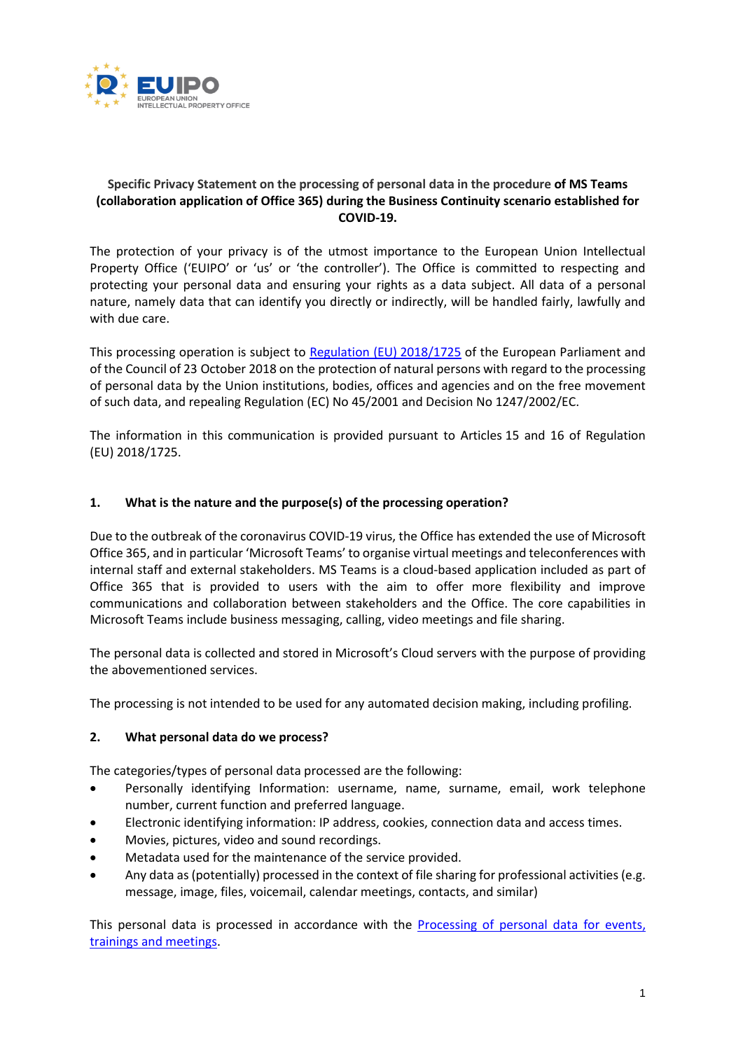**Specific Privacy Statement on the processing of personal data in the procedure of MS Teams (collaboration application of Office 365) during the Business Continuity scenario established for COVID-19.**

The protection of your privacy is of the utmost importance to the European Union Intellectual Property Office ('EUIPO' or 'us' or 'the controller'). The Office is committed to respecting and protecting your personal data and ensuring your rights as a data subject. All data of a personal nature, namely data that can identify you directly or indirectly, will be handled fairly, lawfully and with due care.

This processing operation is subject to [Regulation (EU) 2018/1725]() of the European Parliament and of the Council of 23 October 2018 on the protection of natural persons with regard to the processing of personal data by the Union institutions, bodies, offices and agencies and on the free movement of such data, and repealing Regulation (EC) No 45/2001 and Decision No 1247/2002/EC.

The information in this communication is provided pursuant to Articles 15 and 16 of Regulation (EU) 2018/1725.

## 1. What is the nature and the purpose(s) of the processing operation?

Due to the outbreak of the coronavirus COVID-19 virus, the Office has extended the use of Microsoft Office 365, and in particular 'Microsoft Teams' to organise virtual meetings and teleconferences with internal staff and external stakeholders. MS Teams is a cloud-based application included as part of Office 365 that is provided to users with the aim to offer more flexibility and improve communications and collaboration between stakeholders and the Office. The core capabilities in Microsoft Teams include business messaging, calling, video meetings and file sharing.

The personal data is collected and stored in Microsoft's Cloud servers with the purpose of providing the abovementioned services.

The processing is not intended to be used for any automated decision making, including profiling.

## 2. What personal data do we process?

The categories/types of personal data processed are the following:

- Personally identifying Information: username, name, surname, email, work telephone number, current function and preferred language.
- Electronic identifying information: IP address, cookies, connection data and access times.
- Movies, pictures, video and sound recordings.
- Metadata used for the maintenance of the service provided.
- Any data as (potentially) processed in the context of file sharing for professional activities (e.g. message, image, files, voicemail, calendar meetings, contacts, and similar)

This personal data is processed in accordance with the [Processing of personal data for events, trainings and meetings]().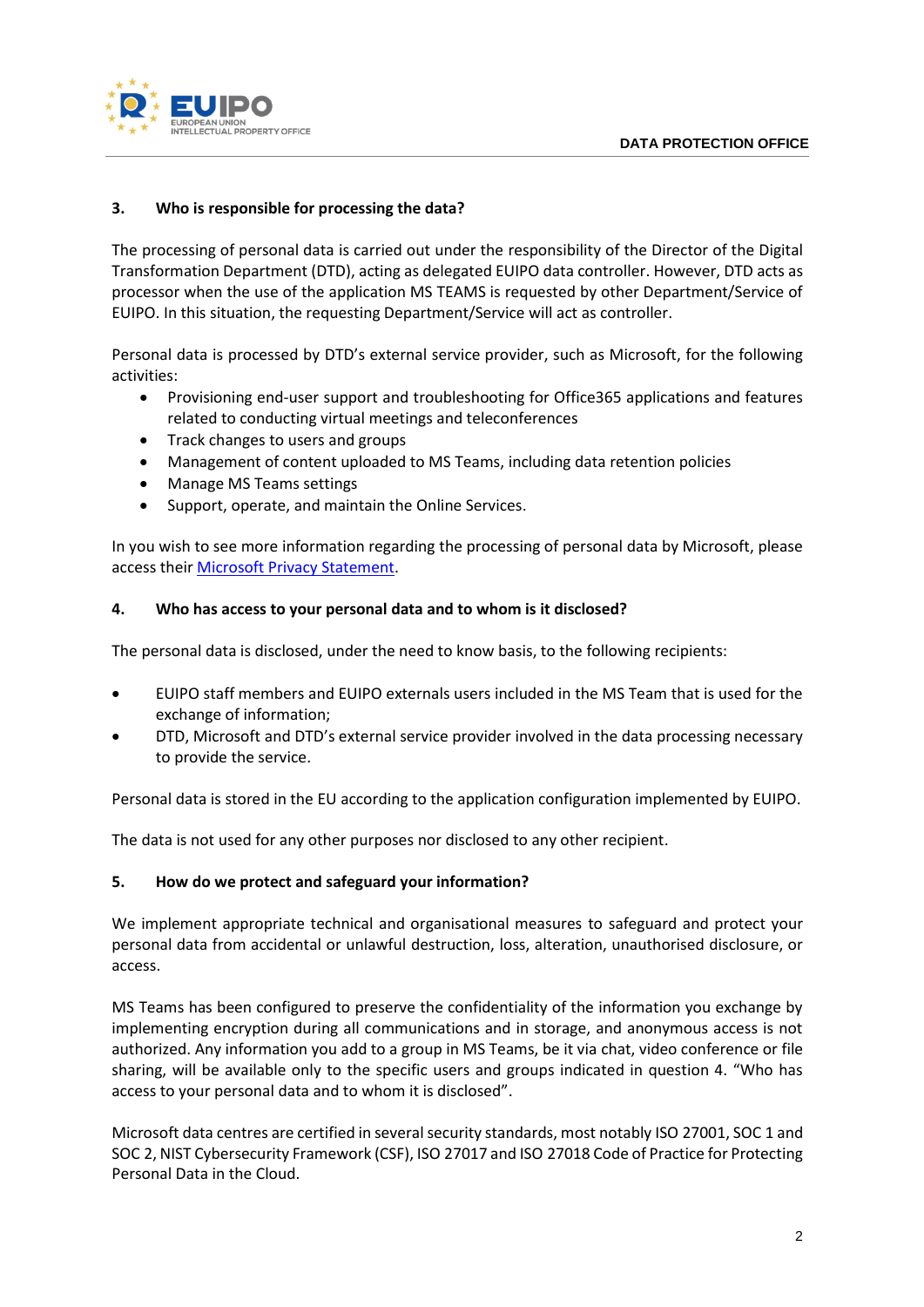### 3. Who is responsible for processing the data?

The processing of personal data is carried out under the responsibility of the Director of the Digital Transformation Department (DTD), acting as delegated EUIPO data controller. However, DTD acts as processor when the use of the application MS TEAMS is requested by other Department/Service of EUIPO. In this situation, the requesting Department/Service will act as controller.

Personal data is processed by DTD's external service provider, such as Microsoft, for the following activities:

- Provisioning end-user support and troubleshooting for Office365 applications and features related to conducting virtual meetings and teleconferences
- Track changes to users and groups
- Management of content uploaded to MS Teams, including data retention policies
- Manage MS Teams settings
- Support, operate, and maintain the Online Services.

In you wish to see more information regarding the processing of personal data by Microsoft, please access their [Microsoft Privacy Statement](#).

### 4. Who has access to your personal data and to whom is it disclosed?

The personal data is disclosed, under the need to know basis, to the following recipients:

- EUIPO staff members and EUIPO externals users included in the MS Team that is used for the exchange of information;
- DTD, Microsoft and DTD's external service provider involved in the data processing necessary to provide the service.

Personal data is stored in the EU according to the application configuration implemented by EUIPO.

The data is not used for any other purposes nor disclosed to any other recipient.

### 5. How do we protect and safeguard your information?

We implement appropriate technical and organisational measures to safeguard and protect your personal data from accidental or unlawful destruction, loss, alteration, unauthorised disclosure, or access.

MS Teams has been configured to preserve the confidentiality of the information you exchange by implementing encryption during all communications and in storage, and anonymous access is not authorized. Any information you add to a group in MS Teams, be it via chat, video conference or file sharing, will be available only to the specific users and groups indicated in question 4. "Who has access to your personal data and to whom it is disclosed".

Microsoft data centres are certified in several security standards, most notably ISO 27001, SOC 1 and SOC 2, NIST Cybersecurity Framework (CSF), ISO 27017 and ISO 27018 Code of Practice for Protecting Personal Data in the Cloud.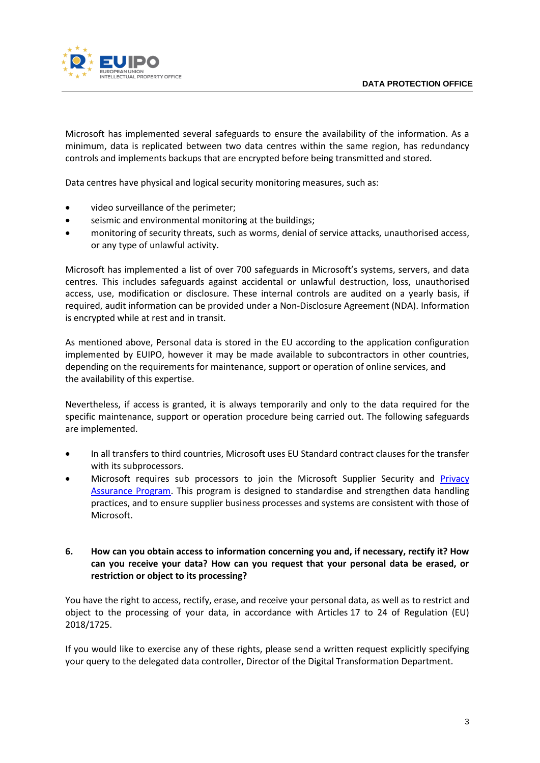Microsoft has implemented several safeguards to ensure the availability of the information. As a minimum, data is replicated between two data centres within the same region, has redundancy controls and implements backups that are encrypted before being transmitted and stored.

Data centres have physical and logical security monitoring measures, such as:

- video surveillance of the perimeter;
- seismic and environmental monitoring at the buildings;
- monitoring of security threats, such as worms, denial of service attacks, unauthorised access, or any type of unlawful activity.

Microsoft has implemented a list of over 700 safeguards in Microsoft's systems, servers, and data centres. This includes safeguards against accidental or unlawful destruction, loss, unauthorised access, use, modification or disclosure. These internal controls are audited on a yearly basis, if required, audit information can be provided under a Non-Disclosure Agreement (NDA). Information is encrypted while at rest and in transit.

As mentioned above, Personal data is stored in the EU according to the application configuration implemented by EUIPO, however it may be made available to subcontractors in other countries, depending on the requirements for maintenance, support or operation of online services, and the availability of this expertise.

Nevertheless, if access is granted, it is always temporarily and only to the data required for the specific maintenance, support or operation procedure being carried out. The following safeguards are implemented.

- In all transfers to third countries, Microsoft uses EU Standard contract clauses for the transfer with its subprocessors.
- Microsoft requires sub processors to join the Microsoft Supplier Security and Privacy Assurance Program. This program is designed to standardise and strengthen data handling practices, and to ensure supplier business processes and systems are consistent with those of Microsoft.

## 6. How can you obtain access to information concerning you and, if necessary, rectify it? How can you receive your data? How can you request that your personal data be erased, or restriction or object to its processing?

You have the right to access, rectify, erase, and receive your personal data, as well as to restrict and object to the processing of your data, in accordance with Articles 17 to 24 of Regulation (EU) 2018/1725.

If you would like to exercise any of these rights, please send a written request explicitly specifying your query to the delegated data controller, Director of the Digital Transformation Department.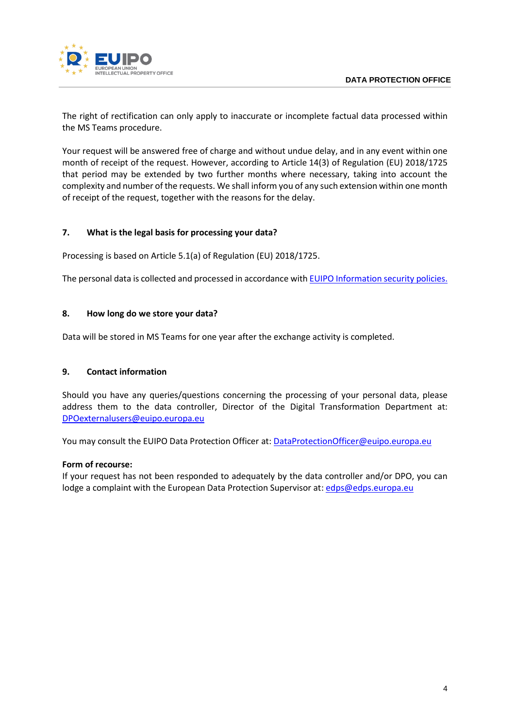The right of rectification can only apply to inaccurate or incomplete factual data processed within the MS Teams procedure.

Your request will be answered free of charge and without undue delay, and in any event within one month of receipt of the request. However, according to Article 14(3) of Regulation (EU) 2018/1725 that period may be extended by two further months where necessary, taking into account the complexity and number of the requests. We shall inform you of any such extension within one month of receipt of the request, together with the reasons for the delay.

## 7. What is the legal basis for processing your data?

Processing is based on Article 5.1(a) of Regulation (EU) 2018/1725.

The personal data is collected and processed in accordance with EUIPO Information security policies.

## 8. How long do we store your data?

Data will be stored in MS Teams for one year after the exchange activity is completed.

## 9. Contact information

Should you have any queries/questions concerning the processing of your personal data, please address them to the data controller, Director of the Digital Transformation Department at: DPOexternalusers@euipo.europa.eu

You may consult the EUIPO Data Protection Officer at: DataProtectionOfficer@euipo.europa.eu

**Form of recourse:**
If your request has not been responded to adequately by the data controller and/or DPO, you can lodge a complaint with the European Data Protection Supervisor at: edps@edps.europa.eu